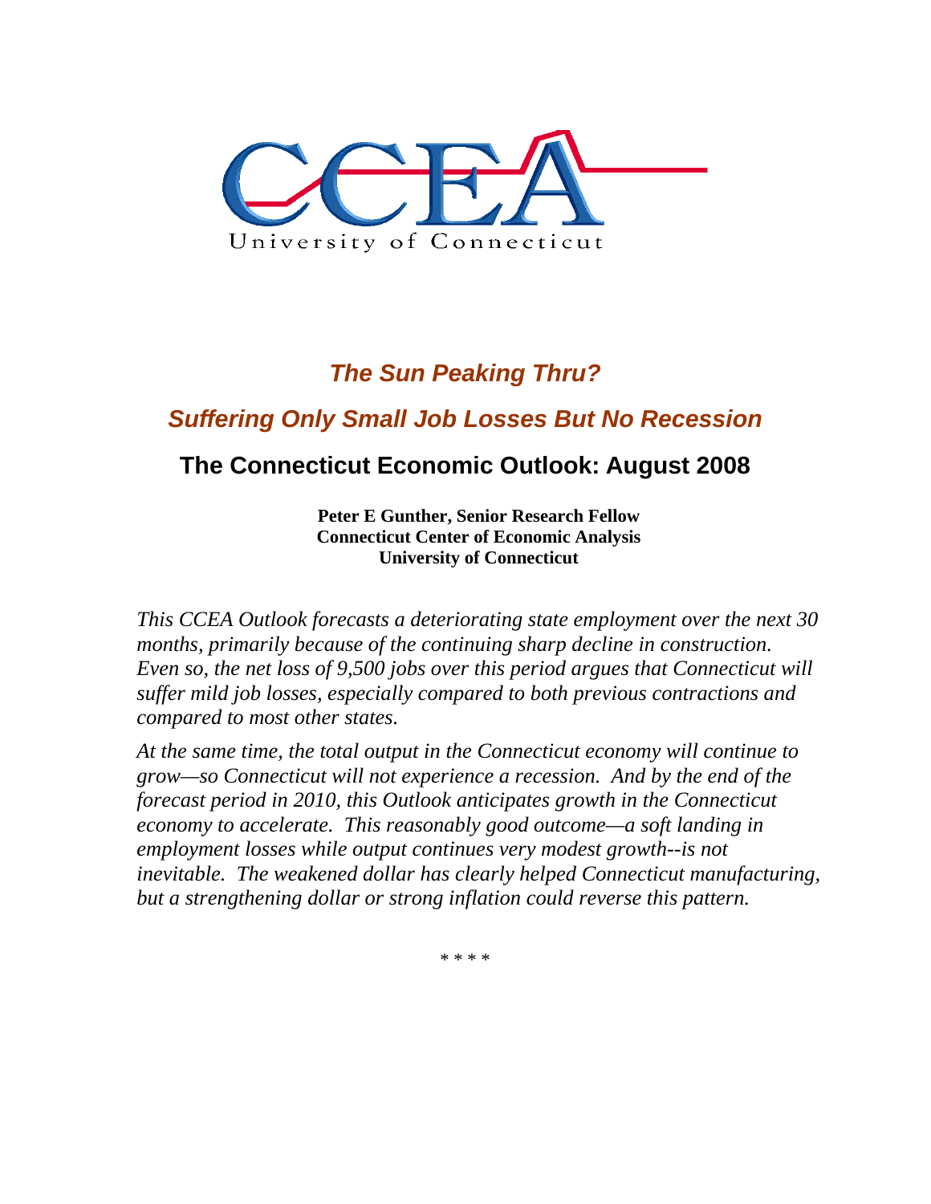CCEA

University of Connecticut

## *The Sun Peaking Thru?*

## *Suffering Only Small Job Losses But No Recession*

# The Connecticut Economic Outlook: August 2008

**Peter E Gunther, Senior Research Fellow**
**Connecticut Center of Economic Analysis**
**University of Connecticut**

*This CCEA Outlook forecasts a deteriorating state employment over the next 30 months, primarily because of the continuing sharp decline in construction. Even so, the net loss of 9,500 jobs over this period argues that Connecticut will suffer mild job losses, especially compared to both previous contractions and compared to most other states.*

*At the same time, the total output in the Connecticut economy will continue to grow—so Connecticut will not experience a recession. And by the end of the forecast period in 2010, this Outlook anticipates growth in the Connecticut economy to accelerate. This reasonably good outcome—a soft landing in employment losses while output continues very modest growth--is not inevitable. The weakened dollar has clearly helped Connecticut manufacturing, but a strengthening dollar or strong inflation could reverse this pattern.*

\* \* \* \*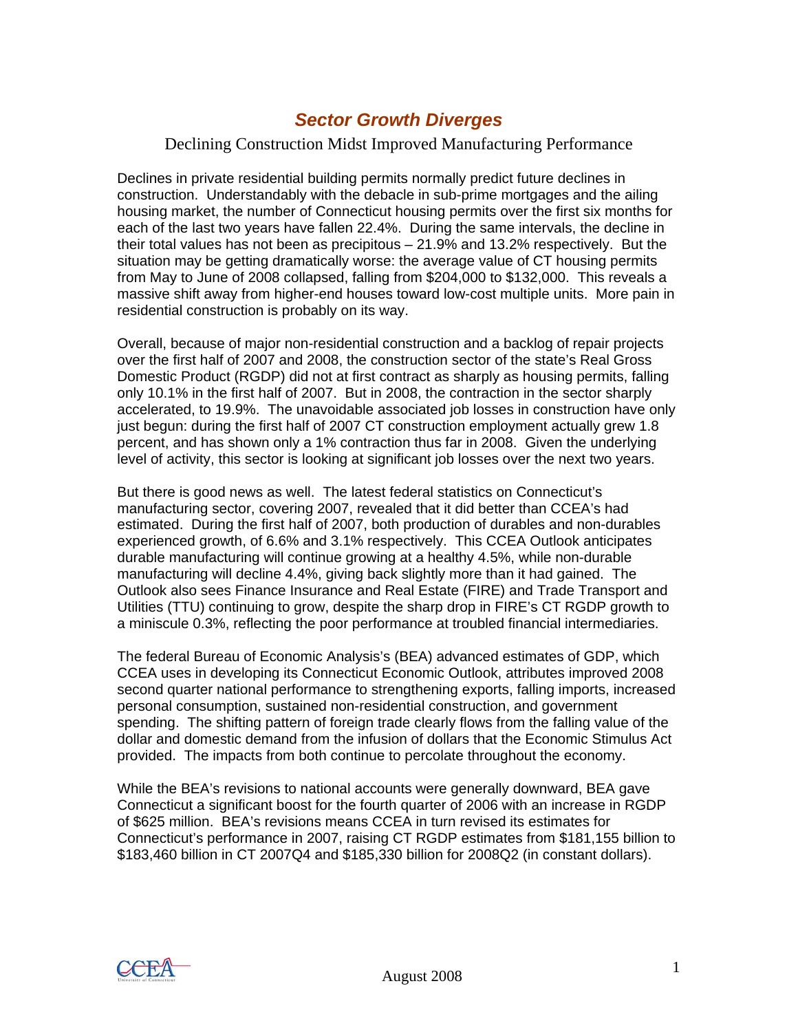## *Sector Growth Diverges*

### Declining Construction Midst Improved Manufacturing Performance

Declines in private residential building permits normally predict future declines in construction. Understandably with the debacle in sub-prime mortgages and the ailing housing market, the number of Connecticut housing permits over the first six months for each of the last two years have fallen 22.4%. During the same intervals, the decline in their total values has not been as precipitous – 21.9% and 13.2% respectively. But the situation may be getting dramatically worse: the average value of CT housing permits from May to June of 2008 collapsed, falling from $204,000 to $132,000. This reveals a massive shift away from higher-end houses toward low-cost multiple units. More pain in residential construction is probably on its way.

Overall, because of major non-residential construction and a backlog of repair projects over the first half of 2007 and 2008, the construction sector of the state's Real Gross Domestic Product (RGDP) did not at first contract as sharply as housing permits, falling only 10.1% in the first half of 2007. But in 2008, the contraction in the sector sharply accelerated, to 19.9%. The unavoidable associated job losses in construction have only just begun: during the first half of 2007 CT construction employment actually grew 1.8 percent, and has shown only a 1% contraction thus far in 2008. Given the underlying level of activity, this sector is looking at significant job losses over the next two years.

But there is good news as well. The latest federal statistics on Connecticut's manufacturing sector, covering 2007, revealed that it did better than CCEA's had estimated. During the first half of 2007, both production of durables and non-durables experienced growth, of 6.6% and 3.1% respectively. This CCEA Outlook anticipates durable manufacturing will continue growing at a healthy 4.5%, while non-durable manufacturing will decline 4.4%, giving back slightly more than it had gained. The Outlook also sees Finance Insurance and Real Estate (FIRE) and Trade Transport and Utilities (TTU) continuing to grow, despite the sharp drop in FIRE's CT RGDP growth to a miniscule 0.3%, reflecting the poor performance at troubled financial intermediaries.

The federal Bureau of Economic Analysis's (BEA) advanced estimates of GDP, which CCEA uses in developing its Connecticut Economic Outlook, attributes improved 2008 second quarter national performance to strengthening exports, falling imports, increased personal consumption, sustained non-residential construction, and government spending. The shifting pattern of foreign trade clearly flows from the falling value of the dollar and domestic demand from the infusion of dollars that the Economic Stimulus Act provided. The impacts from both continue to percolate throughout the economy.

While the BEA's revisions to national accounts were generally downward, BEA gave Connecticut a significant boost for the fourth quarter of 2006 with an increase in RGDP of $625 million. BEA's revisions means CCEA in turn revised its estimates for Connecticut's performance in 2007, raising CT RGDP estimates from $181,155 billion to $183,460 billion in CT 2007Q4 and $185,330 billion for 2008Q2 (in constant dollars).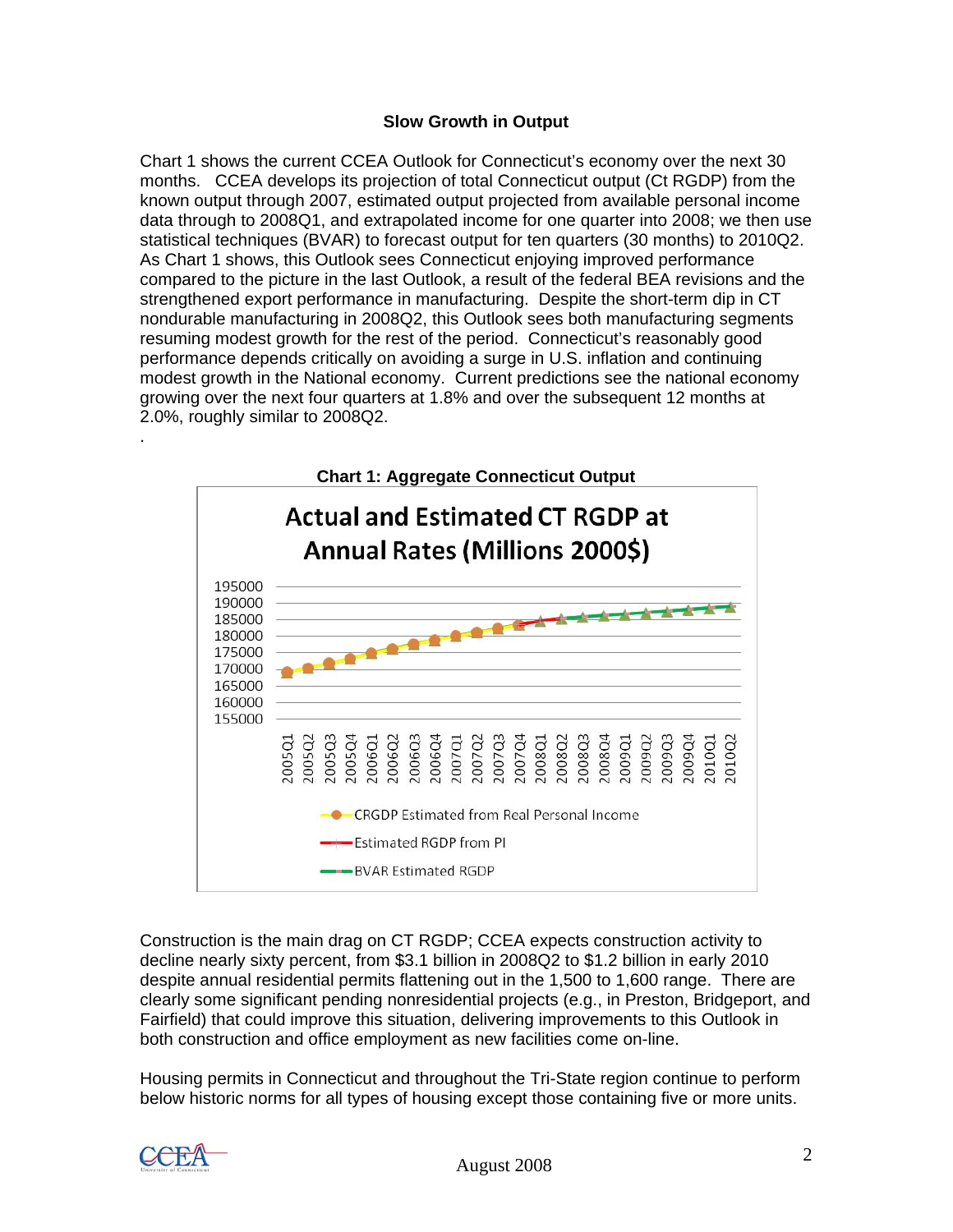### Slow Growth in Output

Chart 1 shows the current CCEA Outlook for Connecticut's economy over the next 30 months. CCEA develops its projection of total Connecticut output (Ct RGDP) from the known output through 2007, estimated output projected from available personal income data through to 2008Q1, and extrapolated income for one quarter into 2008; we then use statistical techniques (BVAR) to forecast output for ten quarters (30 months) to 2010Q2. As Chart 1 shows, this Outlook sees Connecticut enjoying improved performance compared to the picture in the last Outlook, a result of the federal BEA revisions and the strengthened export performance in manufacturing. Despite the short-term dip in CT nondurable manufacturing in 2008Q2, this Outlook sees both manufacturing segments resuming modest growth for the rest of the period. Connecticut's reasonably good performance depends critically on avoiding a surge in U.S. inflation and continuing modest growth in the National economy. Current predictions see the national economy growing over the next four quarters at 1.8% and over the subsequent 12 months at 2.0%, roughly similar to 2008Q2.

.

**Chart 1: Aggregate Connecticut Output**

Actual and Estimated CT RGDP at Annual Rates (Millions 2000$)

195000
190000
185000
180000
175000
170000
165000
160000
155000

2005Q1 2005Q2 2005Q3 2005Q4 2006Q1 2006Q2 2006Q3 2006Q4 2007Q1 2007Q2 2007Q3 2007Q4 2008Q1 2008Q2 2008Q3 2008Q4 2009Q1 2009Q2 2009Q3 2009Q4 2010Q1 2010Q2

CRGDP Estimated from Real Personal Income
Estimated RGDP from PI
BVAR Estimated RGDP

Construction is the main drag on CT RGDP; CCEA expects construction activity to decline nearly sixty percent, from $3.1 billion in 2008Q2 to $1.2 billion in early 2010 despite annual residential permits flattening out in the 1,500 to 1,600 range. There are clearly some significant pending nonresidential projects (e.g., in Preston, Bridgeport, and Fairfield) that could improve this situation, delivering improvements to this Outlook in both construction and office employment as new facilities come on-line.

Housing permits in Connecticut and throughout the Tri-State region continue to perform below historic norms for all types of housing except those containing five or more units.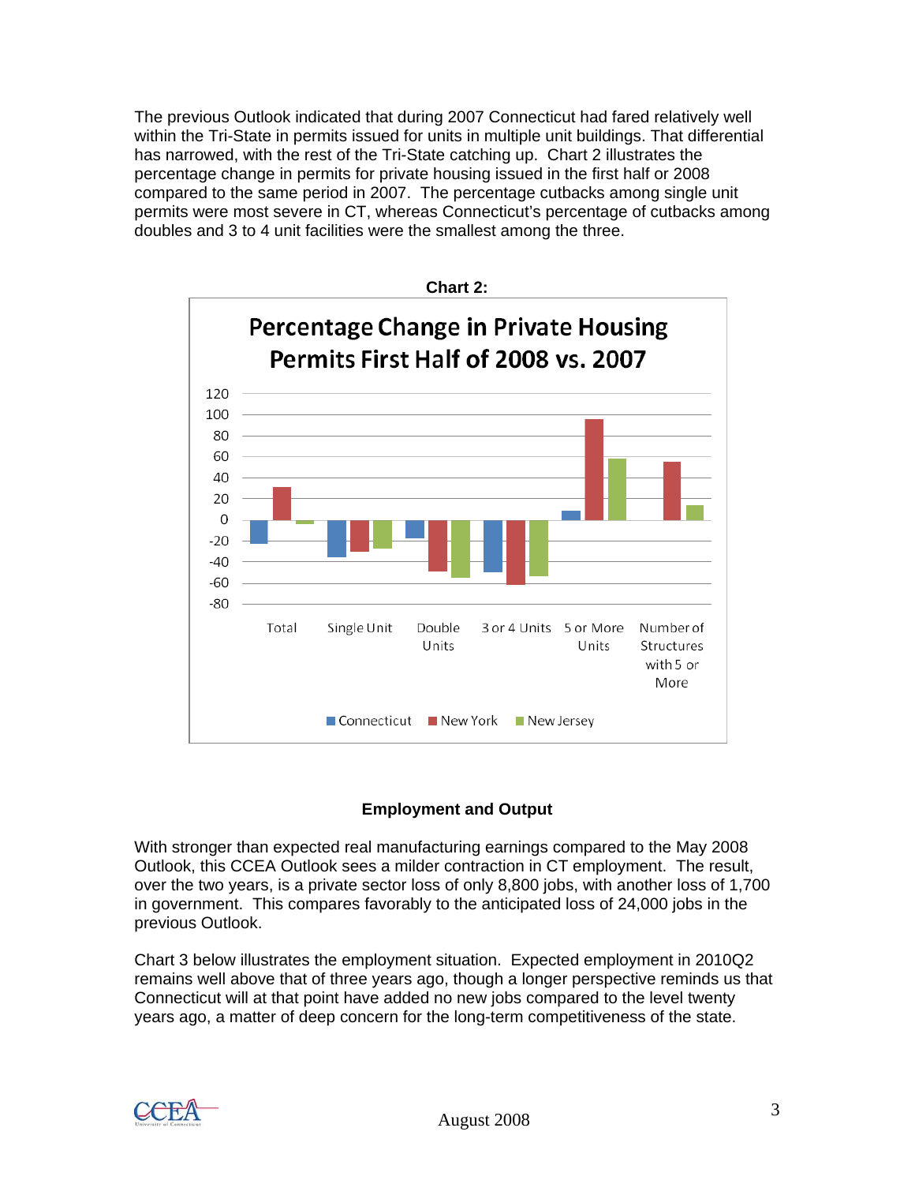The previous Outlook indicated that during 2007 Connecticut had fared relatively well within the Tri-State in permits issued for units in multiple unit buildings. That differential has narrowed, with the rest of the Tri-State catching up. Chart 2 illustrates the percentage change in permits for private housing issued in the first half or 2008 compared to the same period in 2007. The percentage cutbacks among single unit permits were most severe in CT, whereas Connecticut's percentage of cutbacks among doubles and 3 to 4 unit facilities were the smallest among the three.

**Chart 2:**

Percentage Change in Private Housing Permits First Half of 2008 vs. 2007

120
100
80
60
40
20
0
-20
-40
-60
-80

Total
Single Unit
Double Units
3 or 4 Units
5 or More Units
Number of Structures with 5 or More

Connecticut
New York
New Jersey

## Employment and Output

With stronger than expected real manufacturing earnings compared to the May 2008 Outlook, this CCEA Outlook sees a milder contraction in CT employment. The result, over the two years, is a private sector loss of only 8,800 jobs, with another loss of 1,700 in government. This compares favorably to the anticipated loss of 24,000 jobs in the previous Outlook.

Chart 3 below illustrates the employment situation. Expected employment in 2010Q2 remains well above that of three years ago, though a longer perspective reminds us that Connecticut will at that point have added no new jobs compared to the level twenty years ago, a matter of deep concern for the long-term competitiveness of the state.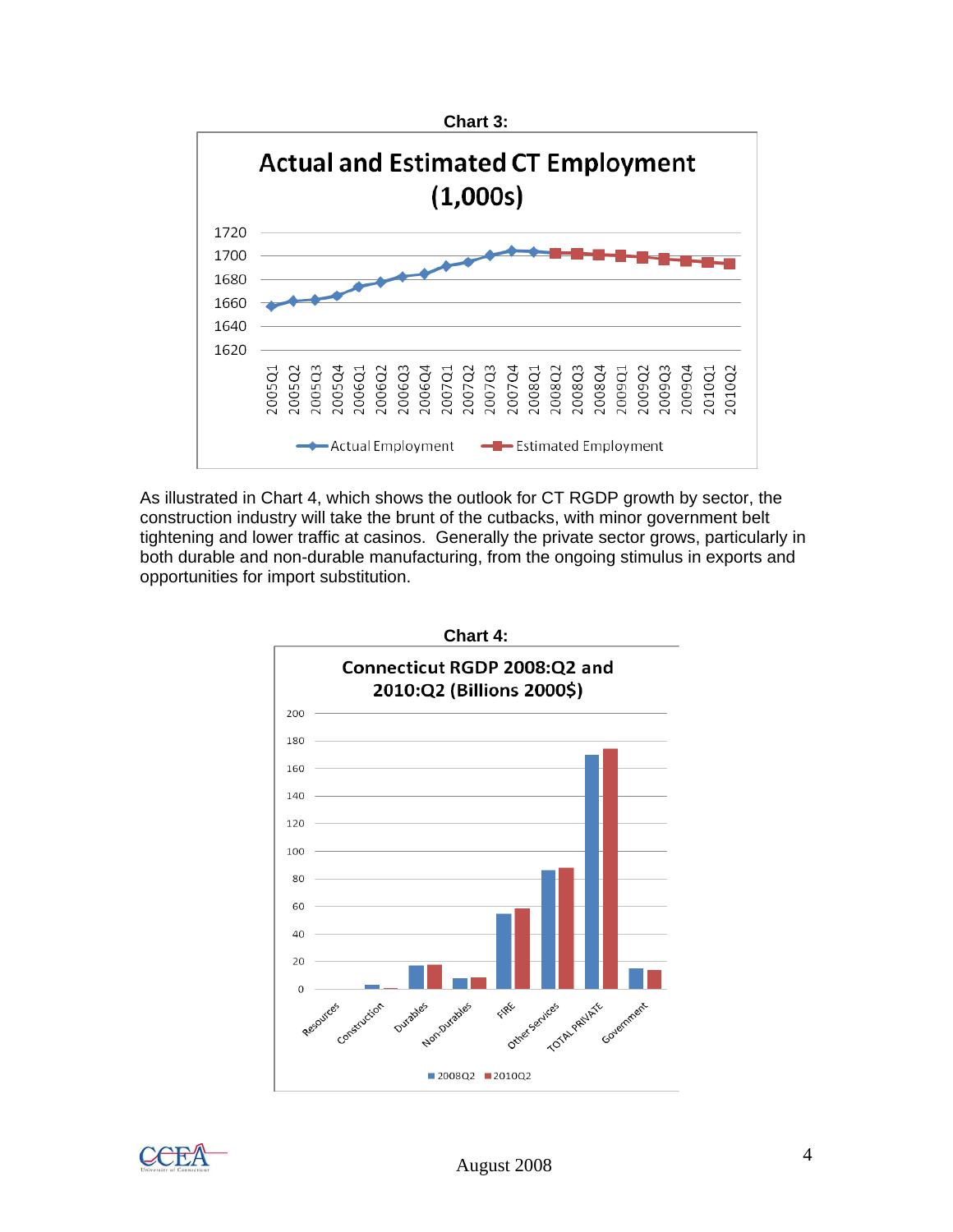**Chart 3:**

Actual and Estimated CT Employment (1,000s)

1720
1700
1680
1660
1640
1620

2005Q1 2005Q2 2005Q3 2005Q4 2006Q1 2006Q2 2006Q3 2006Q4 2007Q1 2007Q2 2007Q3 2007Q4 2008Q1 2008Q2 2008Q3 2008Q4 2009Q1 2009Q2 2009Q3 2009Q4 2010Q1 2010Q2

Actual Employment
Estimated Employment

As illustrated in Chart 4, which shows the outlook for CT RGDP growth by sector, the construction industry will take the brunt of the cutbacks, with minor government belt tightening and lower traffic at casinos. Generally the private sector grows, particularly in both durable and non-durable manufacturing, from the ongoing stimulus in exports and opportunities for import substitution.

**Chart 4:**

Connecticut RGDP 2008:Q2 and 2010:Q2 (Billions 2000$)

200
180
160
140
120
100
80
60
40
20
0

Resources Construction Durables Non-Durables FIRE Other Services TOTAL PRIVATE Government

2008Q2
2010Q2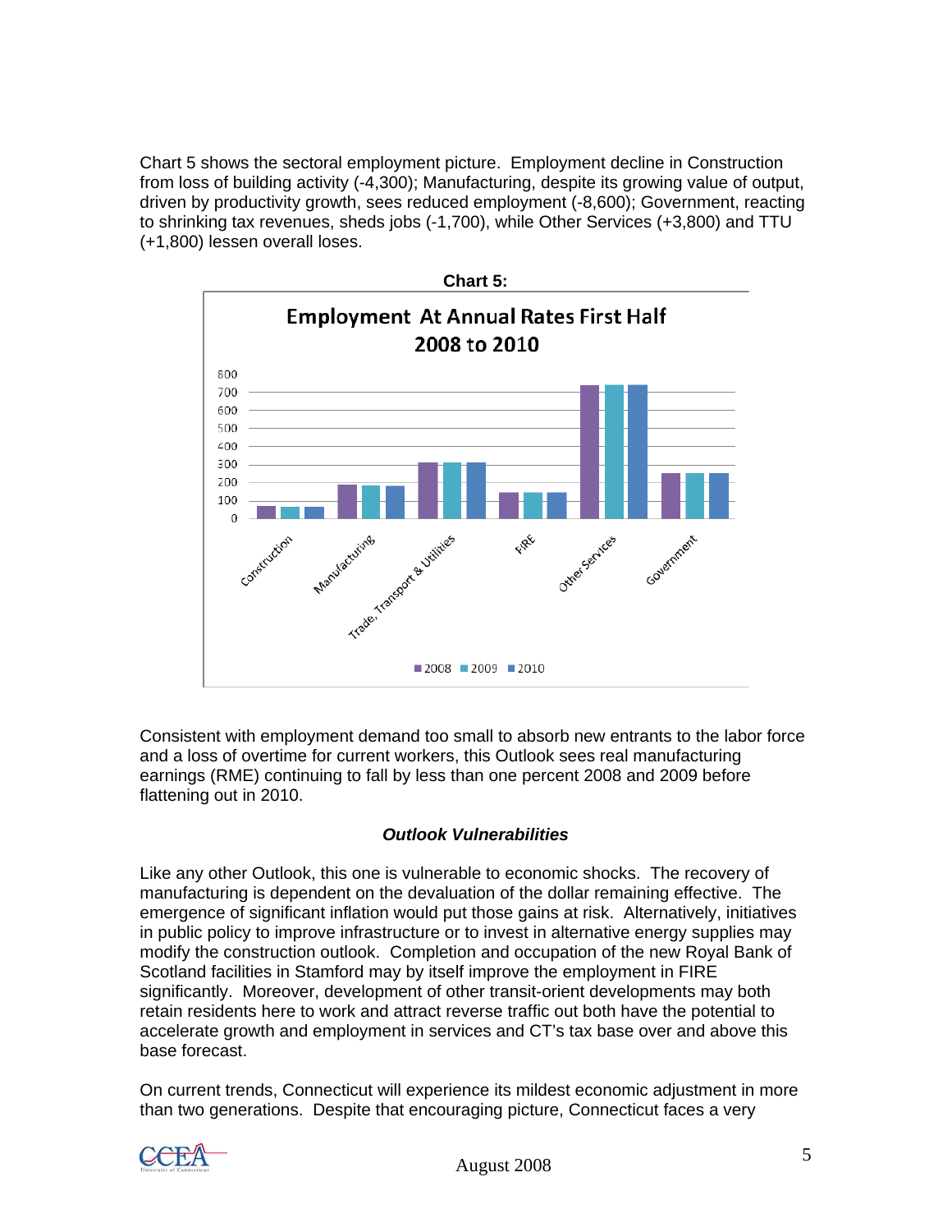Chart 5 shows the sectoral employment picture. Employment decline in Construction from loss of building activity (-4,300); Manufacturing, despite its growing value of output, driven by productivity growth, sees reduced employment (-8,600); Government, reacting to shrinking tax revenues, sheds jobs (-1,700), while Other Services (+3,800) and TTU (+1,800) lessen overall loses.

**Chart 5:**

Employment At Annual Rates First Half 2008 to 2010

800
700
600
500
400
300
200
100
0

Construction
Manufacturing
Trade, Transport & Utilities
FIRE
Other Services
Government

2008 2009 2010

Consistent with employment demand too small to absorb new entrants to the labor force and a loss of overtime for current workers, this Outlook sees real manufacturing earnings (RME) continuing to fall by less than one percent 2008 and 2009 before flattening out in 2010.

### *Outlook Vulnerabilities*

Like any other Outlook, this one is vulnerable to economic shocks. The recovery of manufacturing is dependent on the devaluation of the dollar remaining effective. The emergence of significant inflation would put those gains at risk. Alternatively, initiatives in public policy to improve infrastructure or to invest in alternative energy supplies may modify the construction outlook. Completion and occupation of the new Royal Bank of Scotland facilities in Stamford may by itself improve the employment in FIRE significantly. Moreover, development of other transit-orient developments may both retain residents here to work and attract reverse traffic out both have the potential to accelerate growth and employment in services and CT's tax base over and above this base forecast.

On current trends, Connecticut will experience its mildest economic adjustment in more than two generations. Despite that encouraging picture, Connecticut faces a very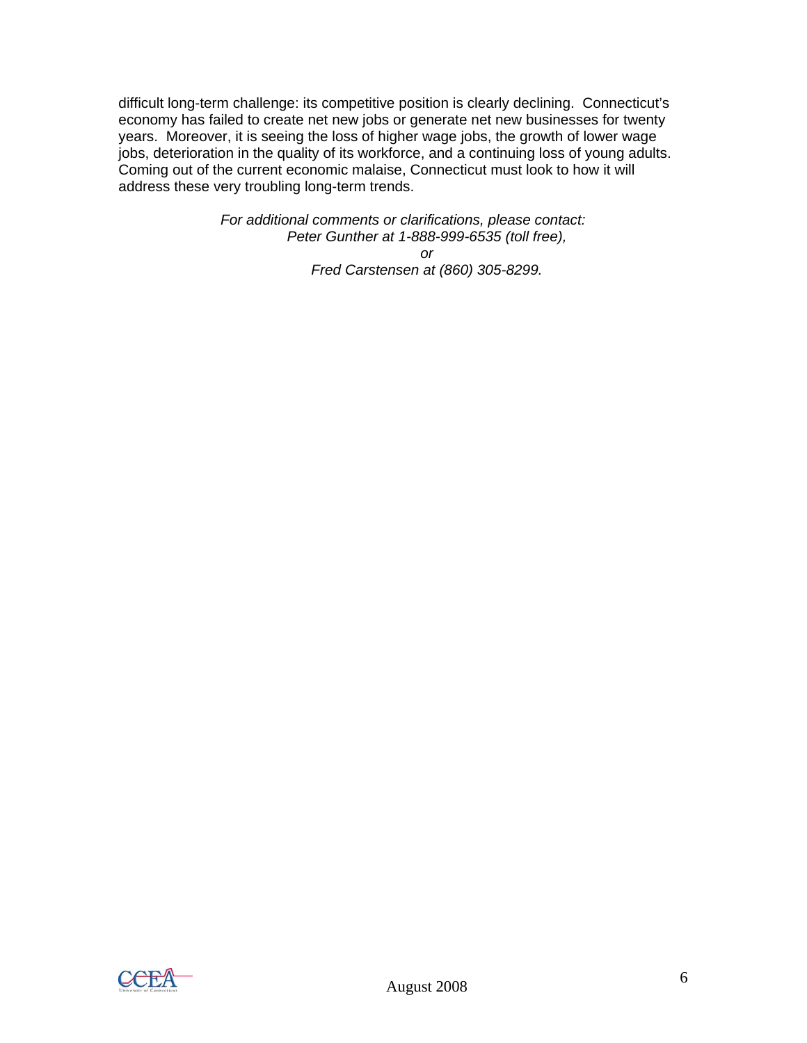difficult long-term challenge: its competitive position is clearly declining. Connecticut's economy has failed to create net new jobs or generate net new businesses for twenty years. Moreover, it is seeing the loss of higher wage jobs, the growth of lower wage jobs, deterioration in the quality of its workforce, and a continuing loss of young adults. Coming out of the current economic malaise, Connecticut must look to how it will address these very troubling long-term trends.

*For additional comments or clarifications, please contact:*
*Peter Gunther at 1-888-999-6535 (toll free),*
*or*
*Fred Carstensen at (860) 305-8299.*